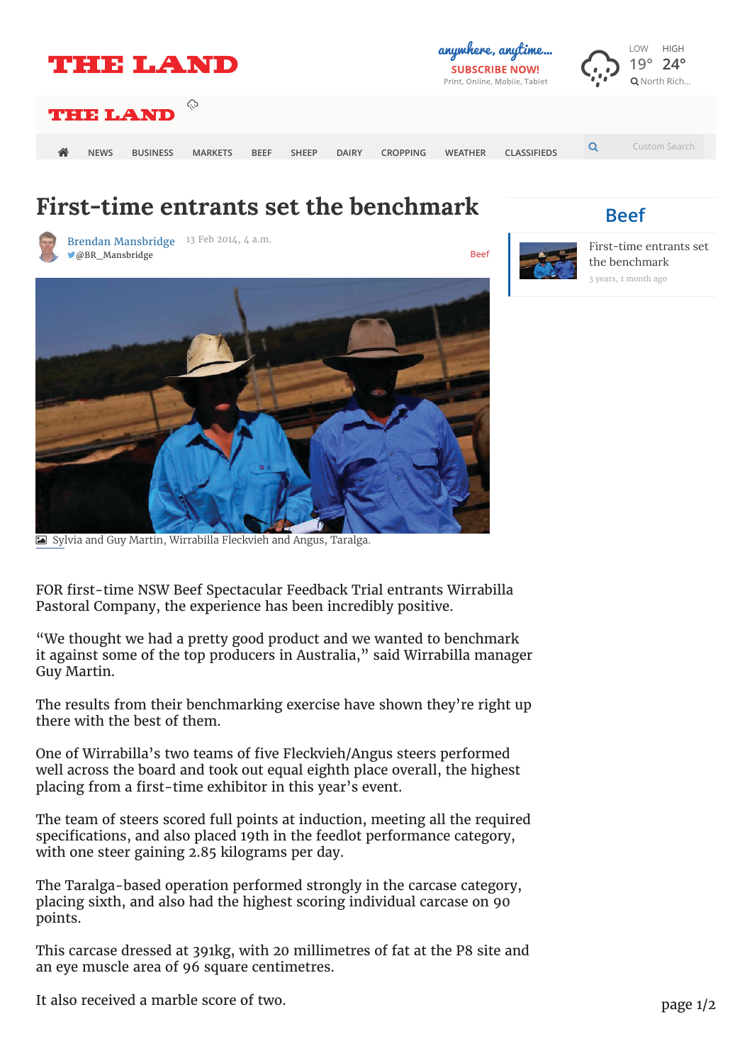# First-time entrants set the benchmark

Brendan Mansbridge
@BR_Mansbridge

13 Feb 2014, 4 a.m.

Beef

Sylvia and Guy Martin, Wirrabilla Fleckvieh and Angus, Taralga.

FOR first-time NSW Beef Spectacular Feedback Trial entrants Wirrabilla Pastoral Company, the experience has been incredibly positive.

“We thought we had a pretty good product and we wanted to benchmark it against some of the top producers in Australia,” said Wirrabilla manager Guy Martin.

The results from their benchmarking exercise have shown they’re right up there with the best of them.

One of Wirrabilla’s two teams of five Fleckvieh/Angus steers performed well across the board and took out equal eighth place overall, the highest placing from a first-time exhibitor in this year’s event.

The team of steers scored full points at induction, meeting all the required specifications, and also placed 19th in the feedlot performance category, with one steer gaining 2.85 kilograms per day.

The Taralga-based operation performed strongly in the carcase category, placing sixth, and also had the highest scoring individual carcase on 90 points.

This carcase dressed at 391kg, with 20 millimetres of fat at the P8 site and an eye muscle area of 96 square centimetres.

It also received a marble score of two.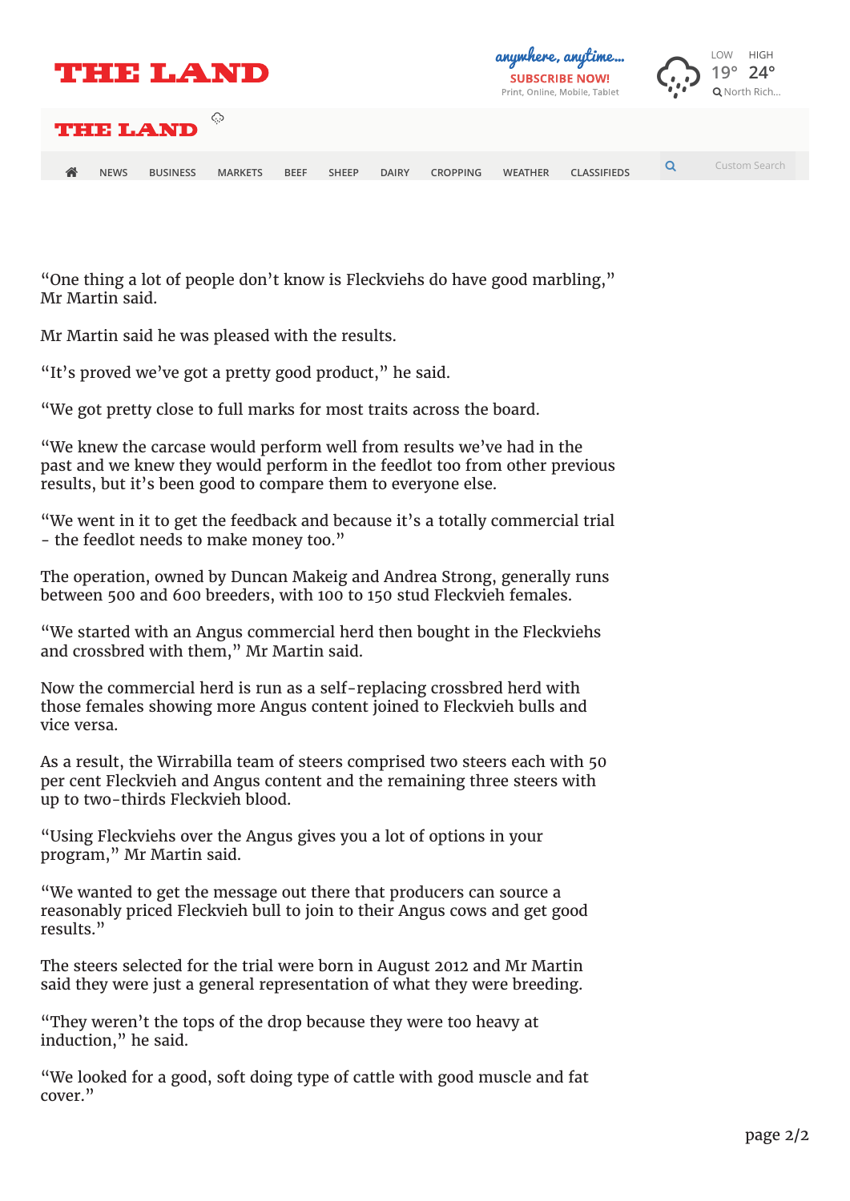“One thing a lot of people don’t know is Fleckviehs do have good marbling,” Mr Martin said.

Mr Martin said he was pleased with the results.

“It’s proved we’ve got a pretty good product,” he said.

“We got pretty close to full marks for most traits across the board.

“We knew the carcase would perform well from results we’ve had in the past and we knew they would perform in the feedlot too from other previous results, but it’s been good to compare them to everyone else.

“We went in it to get the feedback and because it’s a totally commercial trial - the feedlot needs to make money too.”

The operation, owned by Duncan Makeig and Andrea Strong, generally runs between 500 and 600 breeders, with 100 to 150 stud Fleckvieh females.

“We started with an Angus commercial herd then bought in the Fleckviehs and crossbred with them,” Mr Martin said.

Now the commercial herd is run as a self-replacing crossbred herd with those females showing more Angus content joined to Fleckvieh bulls and vice versa.

As a result, the Wirrabilla team of steers comprised two steers each with 50 per cent Fleckvieh and Angus content and the remaining three steers with up to two-thirds Fleckvieh blood.

“Using Fleckviehs over the Angus gives you a lot of options in your program,” Mr Martin said.

“We wanted to get the message out there that producers can source a reasonably priced Fleckvieh bull to join to their Angus cows and get good results.”

The steers selected for the trial were born in August 2012 and Mr Martin said they were just a general representation of what they were breeding.

“They weren’t the tops of the drop because they were too heavy at induction,” he said.

“We looked for a good, soft doing type of cattle with good muscle and fat cover.”